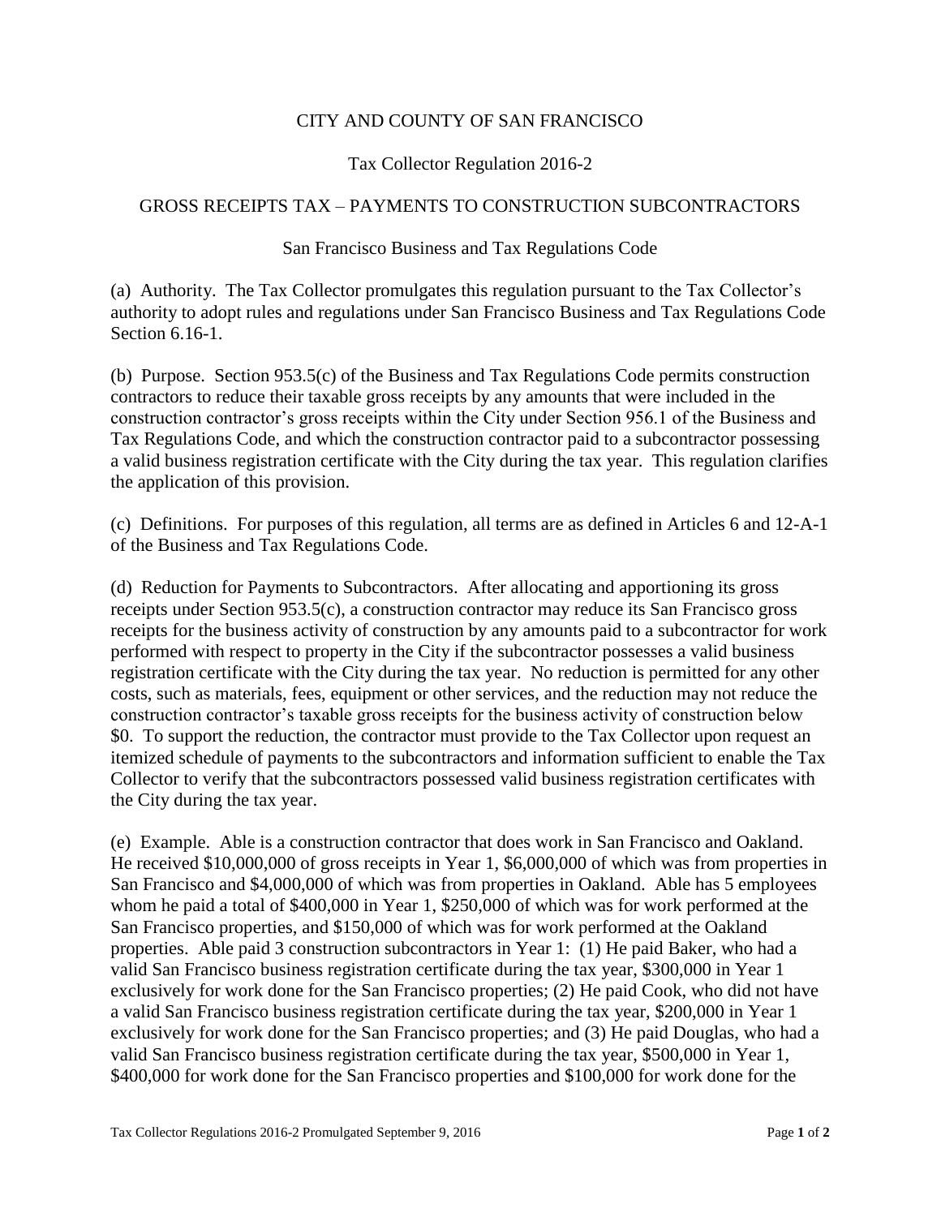CITY AND COUNTY OF SAN FRANCISCO

Tax Collector Regulation 2016-2

GROSS RECEIPTS TAX – PAYMENTS TO CONSTRUCTION SUBCONTRACTORS

San Francisco Business and Tax Regulations Code

(a) Authority. The Tax Collector promulgates this regulation pursuant to the Tax Collector's authority to adopt rules and regulations under San Francisco Business and Tax Regulations Code Section 6.16-1.

(b) Purpose. Section 953.5(c) of the Business and Tax Regulations Code permits construction contractors to reduce their taxable gross receipts by any amounts that were included in the construction contractor's gross receipts within the City under Section 956.1 of the Business and Tax Regulations Code, and which the construction contractor paid to a subcontractor possessing a valid business registration certificate with the City during the tax year. This regulation clarifies the application of this provision.

(c) Definitions. For purposes of this regulation, all terms are as defined in Articles 6 and 12-A-1 of the Business and Tax Regulations Code.

(d) Reduction for Payments to Subcontractors. After allocating and apportioning its gross receipts under Section 953.5(c), a construction contractor may reduce its San Francisco gross receipts for the business activity of construction by any amounts paid to a subcontractor for work performed with respect to property in the City if the subcontractor possesses a valid business registration certificate with the City during the tax year. No reduction is permitted for any other costs, such as materials, fees, equipment or other services, and the reduction may not reduce the construction contractor's taxable gross receipts for the business activity of construction below \$0. To support the reduction, the contractor must provide to the Tax Collector upon request an itemized schedule of payments to the subcontractors and information sufficient to enable the Tax Collector to verify that the subcontractors possessed valid business registration certificates with the City during the tax year.

(e) Example. Able is a construction contractor that does work in San Francisco and Oakland. He received \$10,000,000 of gross receipts in Year 1, \$6,000,000 of which was from properties in San Francisco and \$4,000,000 of which was from properties in Oakland. Able has 5 employees whom he paid a total of \$400,000 in Year 1, \$250,000 of which was for work performed at the San Francisco properties, and \$150,000 of which was for work performed at the Oakland properties. Able paid 3 construction subcontractors in Year 1: (1) He paid Baker, who had a valid San Francisco business registration certificate during the tax year, \$300,000 in Year 1 exclusively for work done for the San Francisco properties; (2) He paid Cook, who did not have a valid San Francisco business registration certificate during the tax year, \$200,000 in Year 1 exclusively for work done for the San Francisco properties; and (3) He paid Douglas, who had a valid San Francisco business registration certificate during the tax year, \$500,000 in Year 1, \$400,000 for work done for the San Francisco properties and \$100,000 for work done for the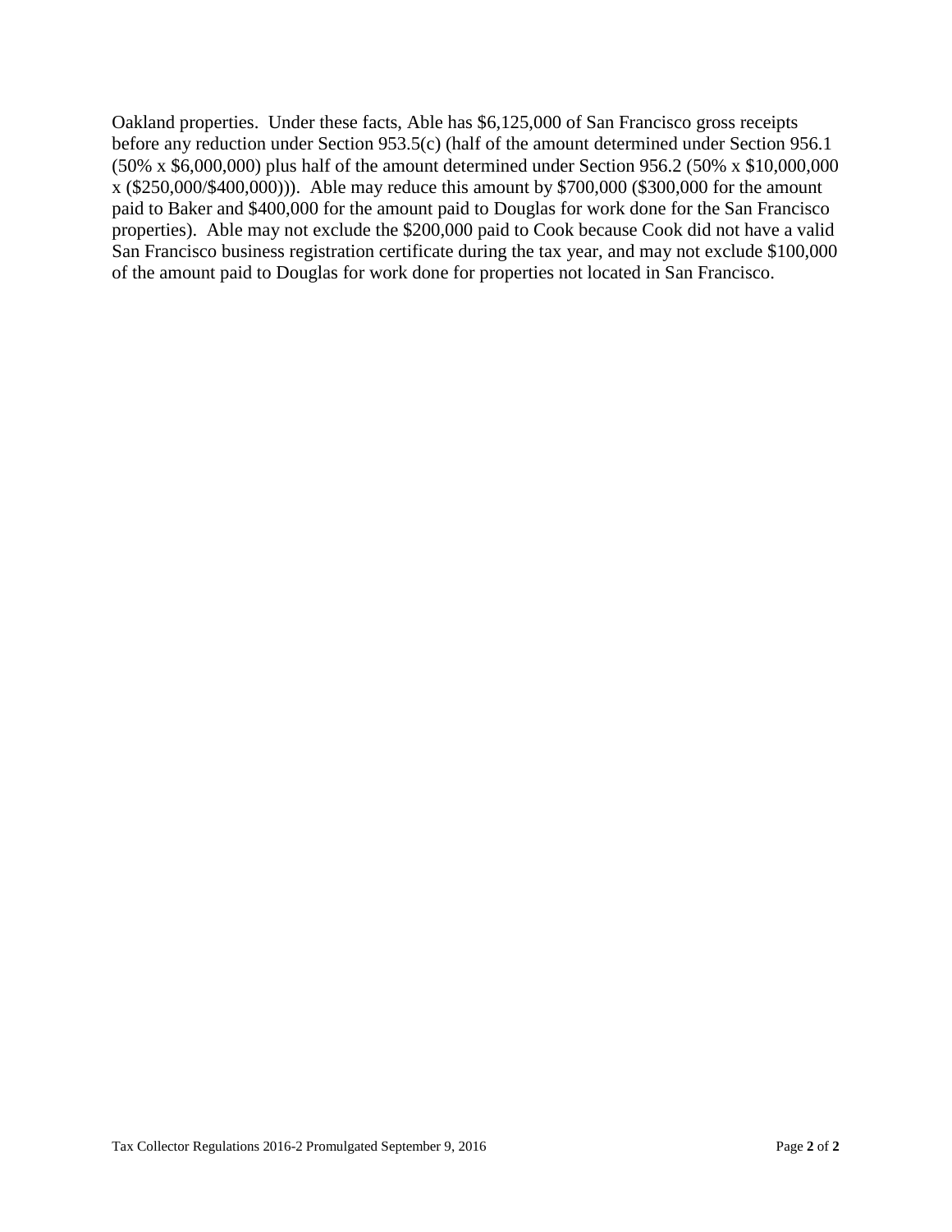Oakland properties. Under these facts, Able has $6,125,000 of San Francisco gross receipts before any reduction under Section 953.5(c) (half of the amount determined under Section 956.1 (50% x $6,000,000) plus half of the amount determined under Section 956.2 (50% x $10,000,000 x ($250,000/$400,000))). Able may reduce this amount by $700,000 ($300,000 for the amount paid to Baker and $400,000 for the amount paid to Douglas for work done for the San Francisco properties). Able may not exclude the $200,000 paid to Cook because Cook did not have a valid San Francisco business registration certificate during the tax year, and may not exclude $100,000 of the amount paid to Douglas for work done for properties not located in San Francisco.